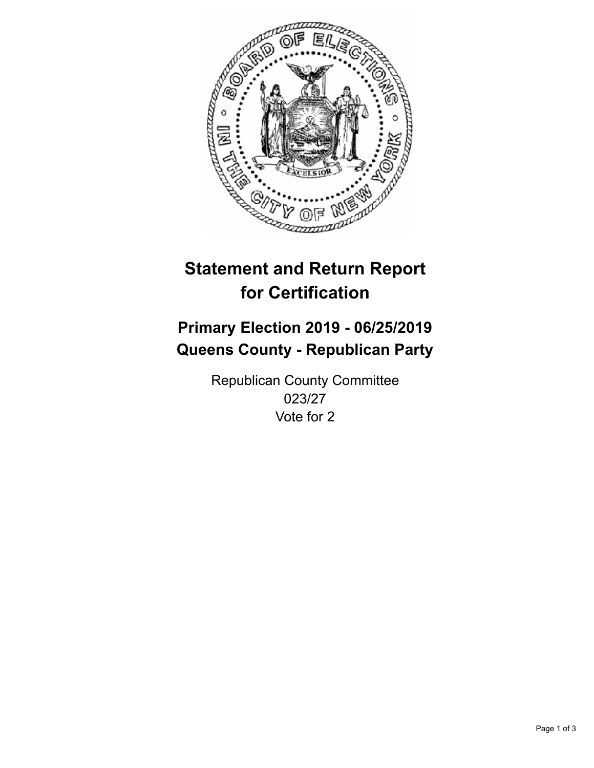# Statement and Return Report for Certification

## Primary Election 2019 - 06/25/2019
## Queens County - Republican Party

Republican County Committee
023/27
Vote for 2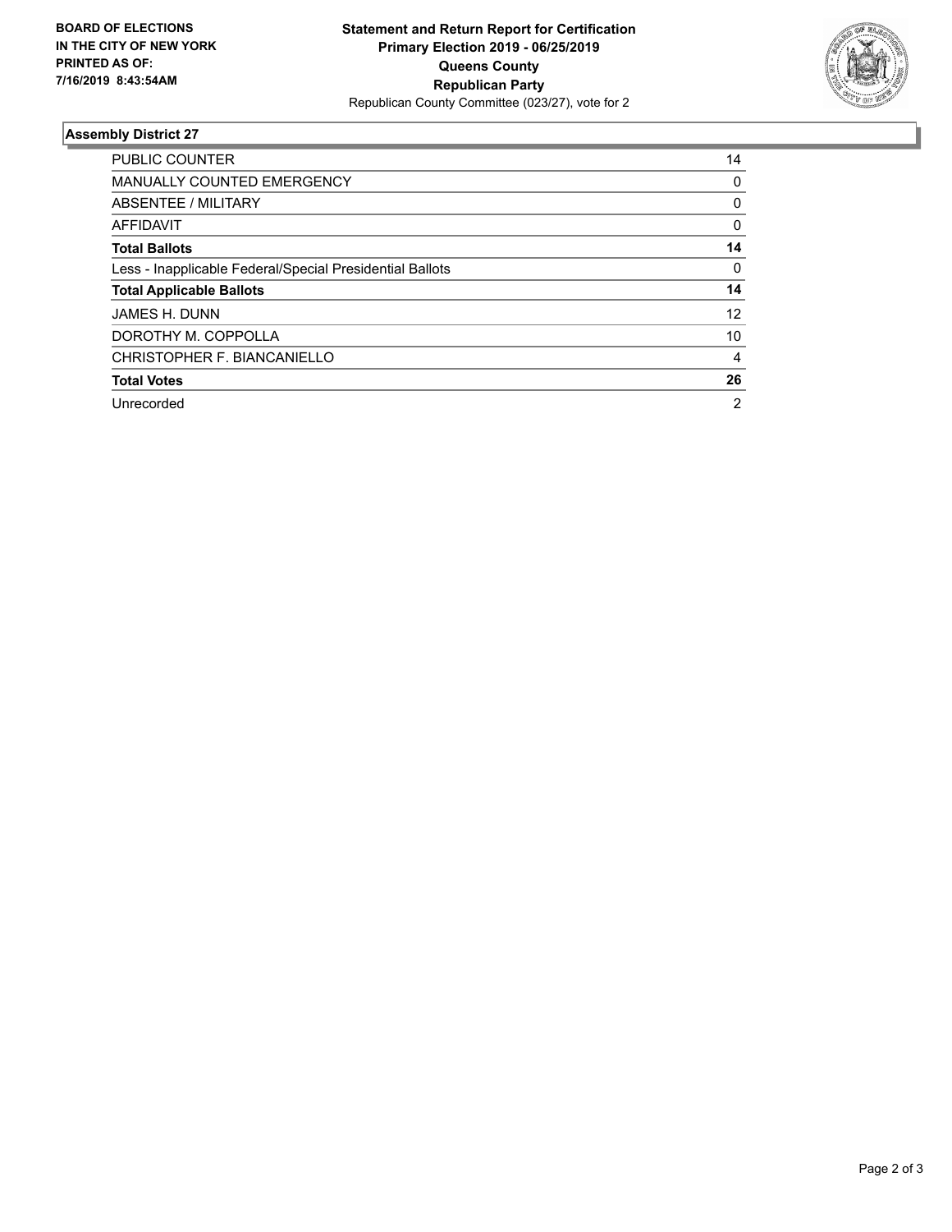**BOARD OF ELECTIONS IN THE CITY OF NEW YORK PRINTED AS OF: 7/16/2019 8:43:54AM**

**Statement and Return Report for Certification**
**Primary Election 2019 - 06/25/2019**
**Queens County**
**Republican Party**
Republican County Committee (023/27), vote for 2

## Assembly District 27

| | |
|---|---|
| PUBLIC COUNTER | 14 |
| MANUALLY COUNTED EMERGENCY | 0 |
| ABSENTEE / MILITARY | 0 |
| AFFIDAVIT | 0 |
| **Total Ballots** | **14** |
| Less - Inapplicable Federal/Special Presidential Ballots | 0 |
| **Total Applicable Ballots** | **14** |
| JAMES H. DUNN | 12 |
| DOROTHY M. COPPOLLA | 10 |
| CHRISTOPHER F. BIANCANIELLO | 4 |
| **Total Votes** | **26** |
| Unrecorded | 2 |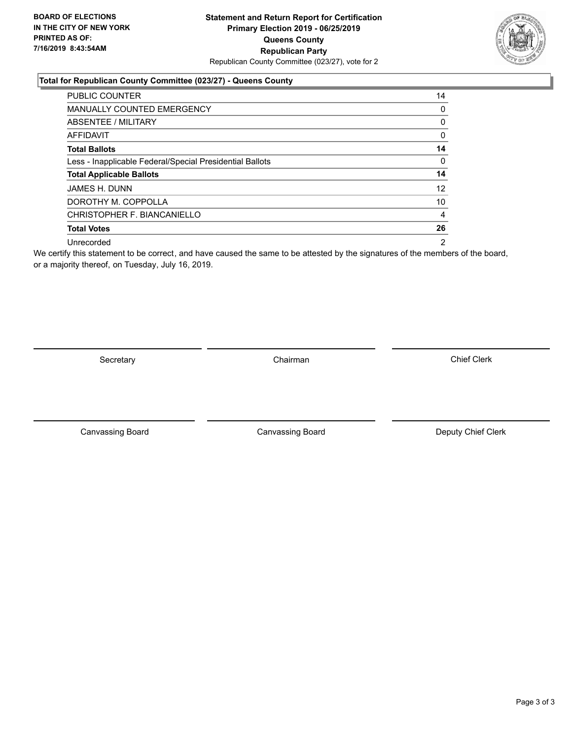**BOARD OF ELECTIONS**
**IN THE CITY OF NEW YORK**
**PRINTED AS OF:**
**7/16/2019 8:43:54AM**

**Statement and Return Report for Certification**
**Primary Election 2019 - 06/25/2019**
**Queens County**
**Republican Party**
Republican County Committee (023/27), vote for 2

### Total for Republican County Committee (023/27) - Queens County

| | |
|---|---|
| PUBLIC COUNTER | 14 |
| MANUALLY COUNTED EMERGENCY | 0 |
| ABSENTEE / MILITARY | 0 |
| AFFIDAVIT | 0 |
| **Total Ballots** | **14** |
| Less - Inapplicable Federal/Special Presidential Ballots | 0 |
| **Total Applicable Ballots** | **14** |
| JAMES H. DUNN | 12 |
| DOROTHY M. COPPOLLA | 10 |
| CHRISTOPHER F. BIANCANIELLO | 4 |
| **Total Votes** | **26** |
| Unrecorded | 2 |

We certify this statement to be correct, and have caused the same to be attested by the signatures of the members of the board, or a majority thereof, on Tuesday, July 16, 2019.

Secretary

Chairman

Chief Clerk

Canvassing Board

Canvassing Board

Deputy Chief Clerk